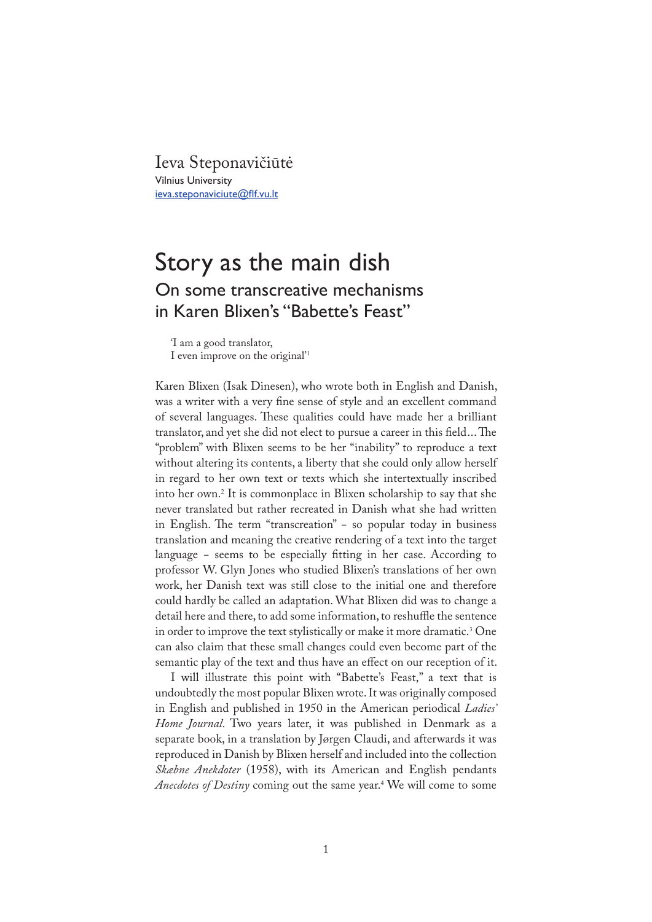Ieva Steponavičiūtė
Vilnius University
ieva.steponaviciute@flf.vu.lt

# Story as the main dish

## On some transcreative mechanisms in Karen Blixen's "Babette's Feast"

> 'I am a good translator,
> I even improve on the original'[1]

Karen Blixen (Isak Dinesen), who wrote both in English and Danish, was a writer with a very fine sense of style and an excellent command of several languages. These qualities could have made her a brilliant translator, and yet she did not elect to pursue a career in this field... The "problem" with Blixen seems to be her "inability" to reproduce a text without altering its contents, a liberty that she could only allow herself in regard to her own text or texts which she intertextually inscribed into her own.[2] It is commonplace in Blixen scholarship to say that she never translated but rather recreated in Danish what she had written in English. The term "transcreation" – so popular today in business translation and meaning the creative rendering of a text into the target language – seems to be especially fitting in her case. According to professor W. Glyn Jones who studied Blixen's translations of her own work, her Danish text was still close to the initial one and therefore could hardly be called an adaptation. What Blixen did was to change a detail here and there, to add some information, to reshuffle the sentence in order to improve the text stylistically or make it more dramatic.[3] One can also claim that these small changes could even become part of the semantic play of the text and thus have an effect on our reception of it.

I will illustrate this point with "Babette's Feast," a text that is undoubtedly the most popular Blixen wrote. It was originally composed in English and published in 1950 in the American periodical *Ladies' Home Journal*. Two years later, it was published in Denmark as a separate book, in a translation by Jørgen Claudi, and afterwards it was reproduced in Danish by Blixen herself and included into the collection *Skæbne Anekdoter* (1958), with its American and English pendants *Anecdotes of Destiny* coming out the same year.[4] We will come to some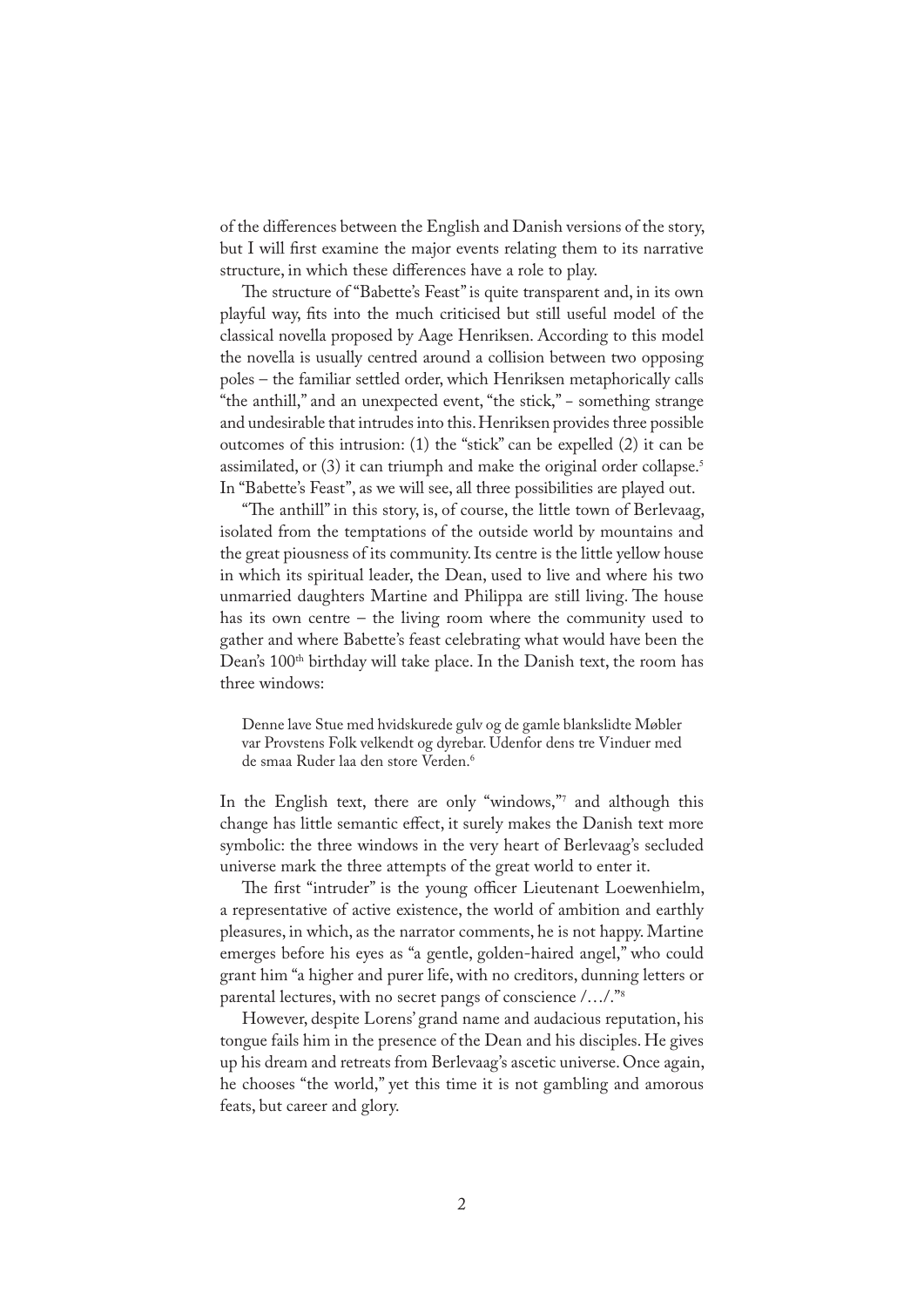of the differences between the English and Danish versions of the story, but I will first examine the major events relating them to its narrative structure, in which these differences have a role to play.

The structure of "Babette's Feast" is quite transparent and, in its own playful way, fits into the much criticised but still useful model of the classical novella proposed by Aage Henriksen. According to this model the novella is usually centred around a collision between two opposing poles – the familiar settled order, which Henriksen metaphorically calls "the anthill," and an unexpected event, "the stick," – something strange and undesirable that intrudes into this. Henriksen provides three possible outcomes of this intrusion: (1) the "stick" can be expelled (2) it can be assimilated, or (3) it can triumph and make the original order collapse.[5] In "Babette's Feast", as we will see, all three possibilities are played out.

"The anthill" in this story, is, of course, the little town of Berlevaag, isolated from the temptations of the outside world by mountains and the great piousness of its community. Its centre is the little yellow house in which its spiritual leader, the Dean, used to live and where his two unmarried daughters Martine and Philippa are still living. The house has its own centre – the living room where the community used to gather and where Babette's feast celebrating what would have been the Dean's 100th birthday will take place. In the Danish text, the room has three windows:

> Denne lave Stue med hvidskurede gulv og de gamle blankslidte Møbler var Provstens Folk velkendt og dyrebar. Udenfor dens tre Vinduer med de smaa Ruder laa den store Verden.[6]

In the English text, there are only "windows,"[7] and although this change has little semantic effect, it surely makes the Danish text more symbolic: the three windows in the very heart of Berlevaag's secluded universe mark the three attempts of the great world to enter it.

The first "intruder" is the young officer Lieutenant Loewenhielm, a representative of active existence, the world of ambition and earthly pleasures, in which, as the narrator comments, he is not happy. Martine emerges before his eyes as "a gentle, golden-haired angel," who could grant him "a higher and purer life, with no creditors, dunning letters or parental lectures, with no secret pangs of conscience /…/."[8]

However, despite Lorens' grand name and audacious reputation, his tongue fails him in the presence of the Dean and his disciples. He gives up his dream and retreats from Berlevaag's ascetic universe. Once again, he chooses "the world," yet this time it is not gambling and amorous feats, but career and glory.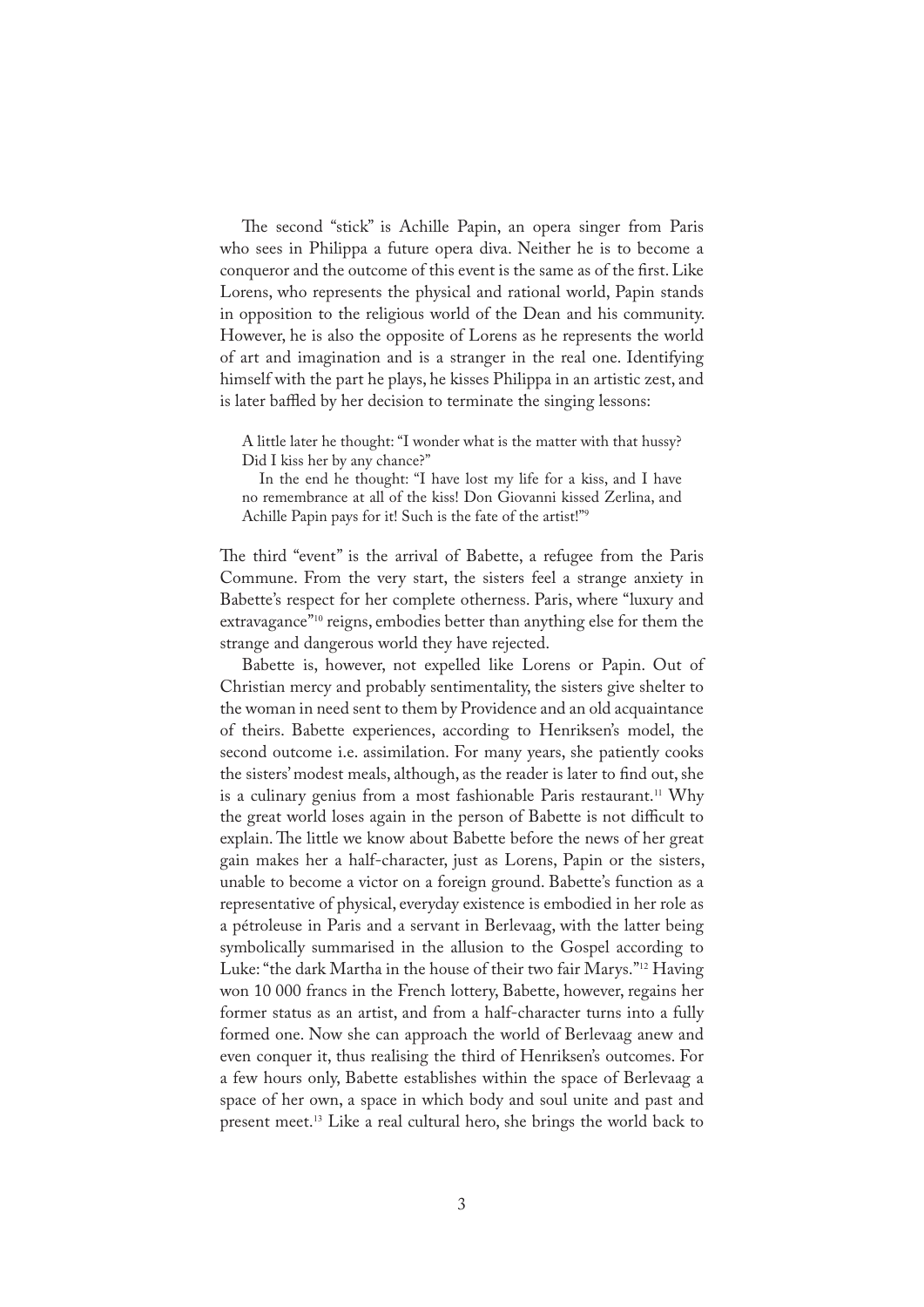The second "stick" is Achille Papin, an opera singer from Paris who sees in Philippa a future opera diva. Neither he is to become a conqueror and the outcome of this event is the same as of the first. Like Lorens, who represents the physical and rational world, Papin stands in opposition to the religious world of the Dean and his community. However, he is also the opposite of Lorens as he represents the world of art and imagination and is a stranger in the real one. Identifying himself with the part he plays, he kisses Philippa in an artistic zest, and is later baffled by her decision to terminate the singing lessons:

> A little later he thought: "I wonder what is the matter with that hussy? Did I kiss her by any chance?"
>
> In the end he thought: "I have lost my life for a kiss, and I have no remembrance at all of the kiss! Don Giovanni kissed Zerlina, and Achille Papin pays for it! Such is the fate of the artist!"[9]

The third "event" is the arrival of Babette, a refugee from the Paris Commune. From the very start, the sisters feel a strange anxiety in Babette's respect for her complete otherness. Paris, where "luxury and extravagance"[10] reigns, embodies better than anything else for them the strange and dangerous world they have rejected.

Babette is, however, not expelled like Lorens or Papin. Out of Christian mercy and probably sentimentality, the sisters give shelter to the woman in need sent to them by Providence and an old acquaintance of theirs. Babette experiences, according to Henriksen's model, the second outcome i.e. assimilation. For many years, she patiently cooks the sisters' modest meals, although, as the reader is later to find out, she is a culinary genius from a most fashionable Paris restaurant.[11] Why the great world loses again in the person of Babette is not difficult to explain. The little we know about Babette before the news of her great gain makes her a half-character, just as Lorens, Papin or the sisters, unable to become a victor on a foreign ground. Babette's function as a representative of physical, everyday existence is embodied in her role as a pétroleuse in Paris and a servant in Berlevaag, with the latter being symbolically summarised in the allusion to the Gospel according to Luke: "the dark Martha in the house of their two fair Marys."[12] Having won 10 000 francs in the French lottery, Babette, however, regains her former status as an artist, and from a half-character turns into a fully formed one. Now she can approach the world of Berlevaag anew and even conquer it, thus realising the third of Henriksen's outcomes. For a few hours only, Babette establishes within the space of Berlevaag a space of her own, a space in which body and soul unite and past and present meet.[13] Like a real cultural hero, she brings the world back to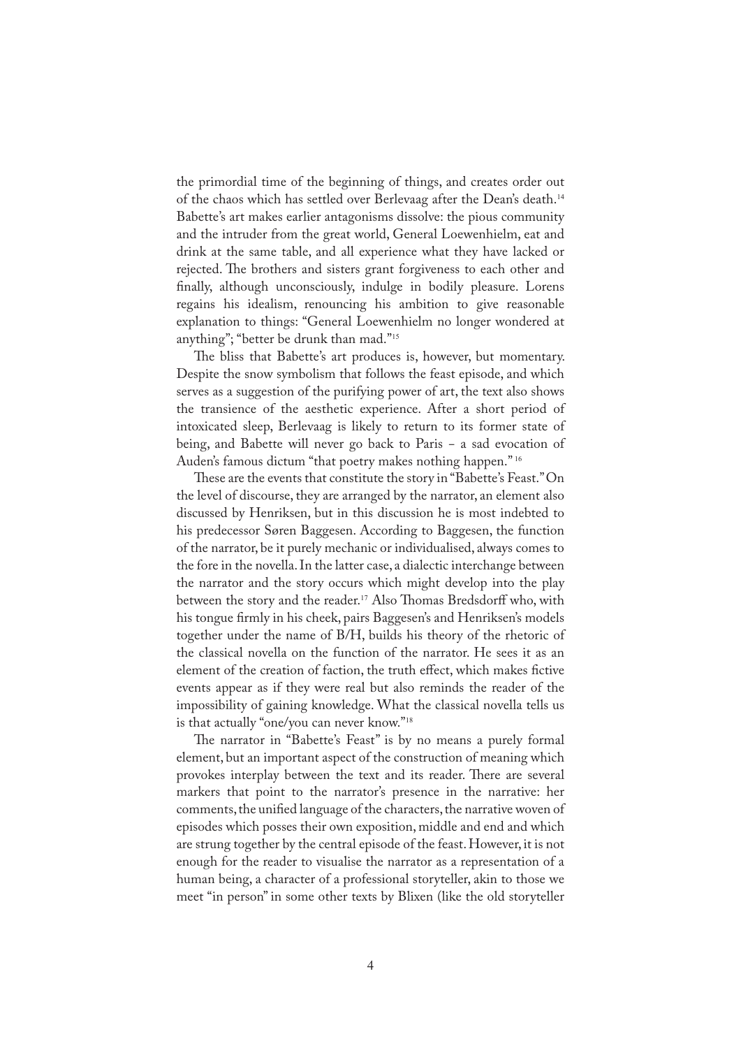the primordial time of the beginning of things, and creates order out of the chaos which has settled over Berlevaag after the Dean's death.[14] Babette's art makes earlier antagonisms dissolve: the pious community and the intruder from the great world, General Loewenhielm, eat and drink at the same table, and all experience what they have lacked or rejected. The brothers and sisters grant forgiveness to each other and finally, although unconsciously, indulge in bodily pleasure. Lorens regains his idealism, renouncing his ambition to give reasonable explanation to things: "General Loewenhielm no longer wondered at anything"; "better be drunk than mad."[15]

The bliss that Babette's art produces is, however, but momentary. Despite the snow symbolism that follows the feast episode, and which serves as a suggestion of the purifying power of art, the text also shows the transience of the aesthetic experience. After a short period of intoxicated sleep, Berlevaag is likely to return to its former state of being, and Babette will never go back to Paris – a sad evocation of Auden's famous dictum "that poetry makes nothing happen."[16]

These are the events that constitute the story in "Babette's Feast." On the level of discourse, they are arranged by the narrator, an element also discussed by Henriksen, but in this discussion he is most indebted to his predecessor Søren Baggesen. According to Baggesen, the function of the narrator, be it purely mechanic or individualised, always comes to the fore in the novella. In the latter case, a dialectic interchange between the narrator and the story occurs which might develop into the play between the story and the reader.[17] Also Thomas Bredsdorff who, with his tongue firmly in his cheek, pairs Baggesen's and Henriksen's models together under the name of B/H, builds his theory of the rhetoric of the classical novella on the function of the narrator. He sees it as an element of the creation of faction, the truth effect, which makes fictive events appear as if they were real but also reminds the reader of the impossibility of gaining knowledge. What the classical novella tells us is that actually "one/you can never know."[18]

The narrator in "Babette's Feast" is by no means a purely formal element, but an important aspect of the construction of meaning which provokes interplay between the text and its reader. There are several markers that point to the narrator's presence in the narrative: her comments, the unified language of the characters, the narrative woven of episodes which posses their own exposition, middle and end and which are strung together by the central episode of the feast. However, it is not enough for the reader to visualise the narrator as a representation of a human being, a character of a professional storyteller, akin to those we meet "in person" in some other texts by Blixen (like the old storyteller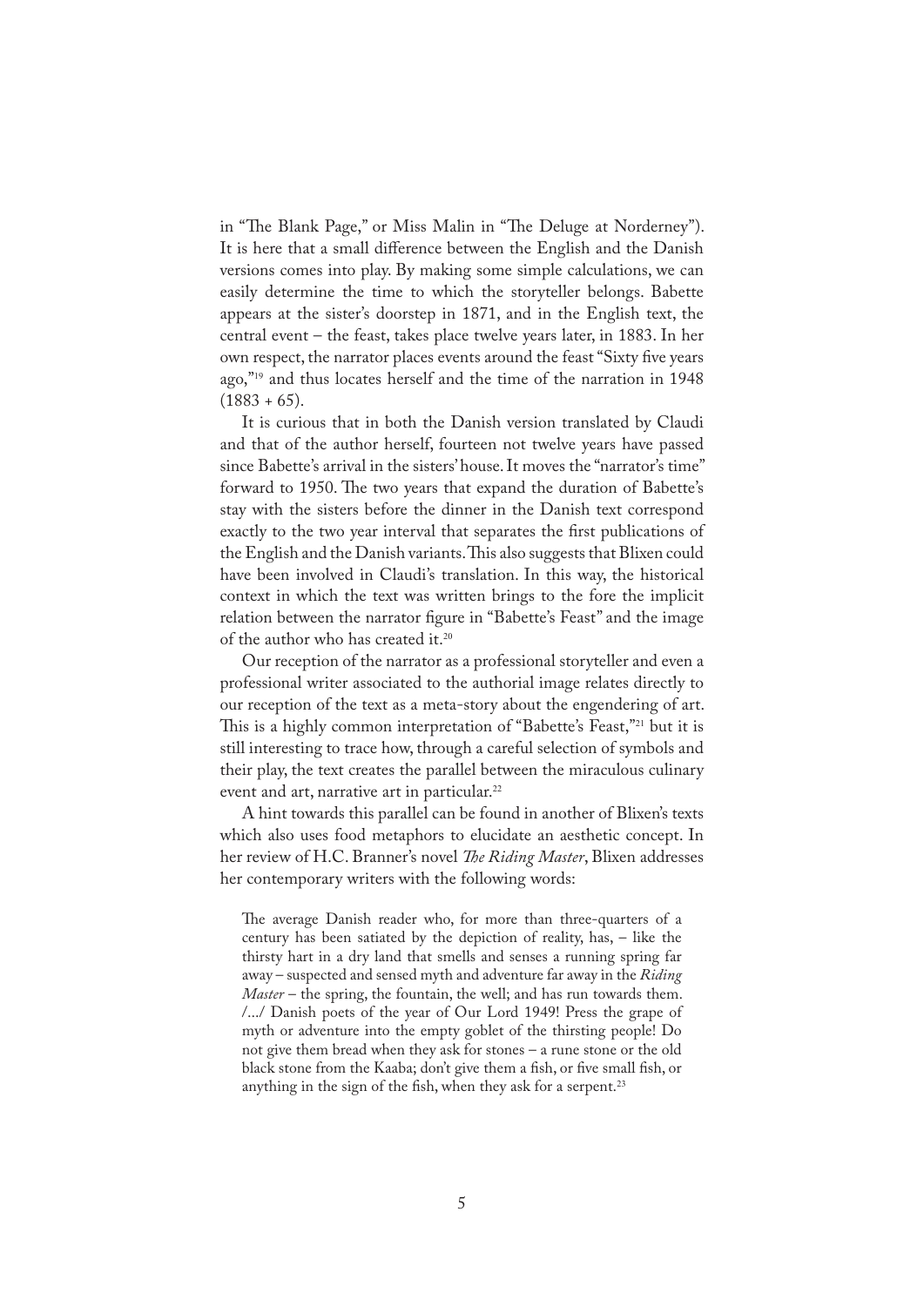in "The Blank Page," or Miss Malin in "The Deluge at Norderney"). It is here that a small difference between the English and the Danish versions comes into play. By making some simple calculations, we can easily determine the time to which the storyteller belongs. Babette appears at the sister's doorstep in 1871, and in the English text, the central event – the feast, takes place twelve years later, in 1883. In her own respect, the narrator places events around the feast "Sixty five years ago,"[19] and thus locates herself and the time of the narration in 1948 (1883 + 65).

It is curious that in both the Danish version translated by Claudi and that of the author herself, fourteen not twelve years have passed since Babette's arrival in the sisters' house. It moves the "narrator's time" forward to 1950. The two years that expand the duration of Babette's stay with the sisters before the dinner in the Danish text correspond exactly to the two year interval that separates the first publications of the English and the Danish variants. This also suggests that Blixen could have been involved in Claudi's translation. In this way, the historical context in which the text was written brings to the fore the implicit relation between the narrator figure in "Babette's Feast" and the image of the author who has created it.[20]

Our reception of the narrator as a professional storyteller and even a professional writer associated to the authorial image relates directly to our reception of the text as a meta-story about the engendering of art. This is a highly common interpretation of "Babette's Feast,"[21] but it is still interesting to trace how, through a careful selection of symbols and their play, the text creates the parallel between the miraculous culinary event and art, narrative art in particular.[22]

A hint towards this parallel can be found in another of Blixen's texts which also uses food metaphors to elucidate an aesthetic concept. In her review of H.C. Branner's novel *The Riding Master*, Blixen addresses her contemporary writers with the following words:

> The average Danish reader who, for more than three-quarters of a century has been satiated by the depiction of reality, has, – like the thirsty hart in a dry land that smells and senses a running spring far away – suspected and sensed myth and adventure far away in the *Riding Master* – the spring, the fountain, the well; and has run towards them. /.../ Danish poets of the year of Our Lord 1949! Press the grape of myth or adventure into the empty goblet of the thirsting people! Do not give them bread when they ask for stones – a rune stone or the old black stone from the Kaaba; don't give them a fish, or five small fish, or anything in the sign of the fish, when they ask for a serpent.[23]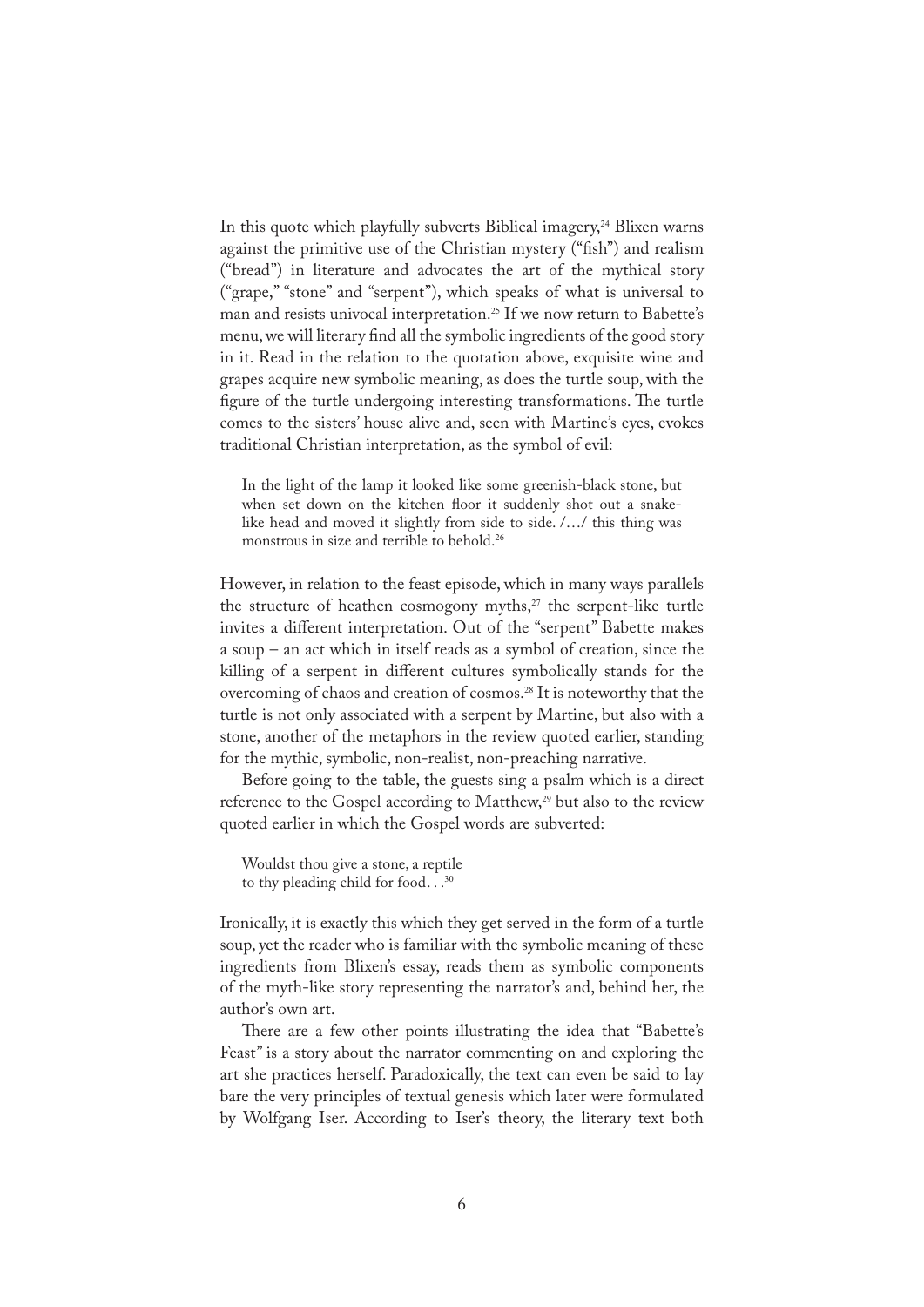In this quote which playfully subverts Biblical imagery,[24] Blixen warns against the primitive use of the Christian mystery ("fish") and realism ("bread") in literature and advocates the art of the mythical story ("grape," "stone" and "serpent"), which speaks of what is universal to man and resists univocal interpretation.[25] If we now return to Babette's menu, we will literary find all the symbolic ingredients of the good story in it. Read in the relation to the quotation above, exquisite wine and grapes acquire new symbolic meaning, as does the turtle soup, with the figure of the turtle undergoing interesting transformations. The turtle comes to the sisters' house alive and, seen with Martine's eyes, evokes traditional Christian interpretation, as the symbol of evil:

> In the light of the lamp it looked like some greenish-black stone, but when set down on the kitchen floor it suddenly shot out a snake-like head and moved it slightly from side to side. /…/ this thing was monstrous in size and terrible to behold.[26]

However, in relation to the feast episode, which in many ways parallels the structure of heathen cosmogony myths,[27] the serpent-like turtle invites a different interpretation. Out of the "serpent" Babette makes a soup – an act which in itself reads as a symbol of creation, since the killing of a serpent in different cultures symbolically stands for the overcoming of chaos and creation of cosmos.[28] It is noteworthy that the turtle is not only associated with a serpent by Martine, but also with a stone, another of the metaphors in the review quoted earlier, standing for the mythic, symbolic, non-realist, non-preaching narrative.

Before going to the table, the guests sing a psalm which is a direct reference to the Gospel according to Matthew,[29] but also to the review quoted earlier in which the Gospel words are subverted:

> Wouldst thou give a stone, a reptile
> to thy pleading child for food…[30]

Ironically, it is exactly this which they get served in the form of a turtle soup, yet the reader who is familiar with the symbolic meaning of these ingredients from Blixen's essay, reads them as symbolic components of the myth-like story representing the narrator's and, behind her, the author's own art.

There are a few other points illustrating the idea that "Babette's Feast" is a story about the narrator commenting on and exploring the art she practices herself. Paradoxically, the text can even be said to lay bare the very principles of textual genesis which later were formulated by Wolfgang Iser. According to Iser's theory, the literary text both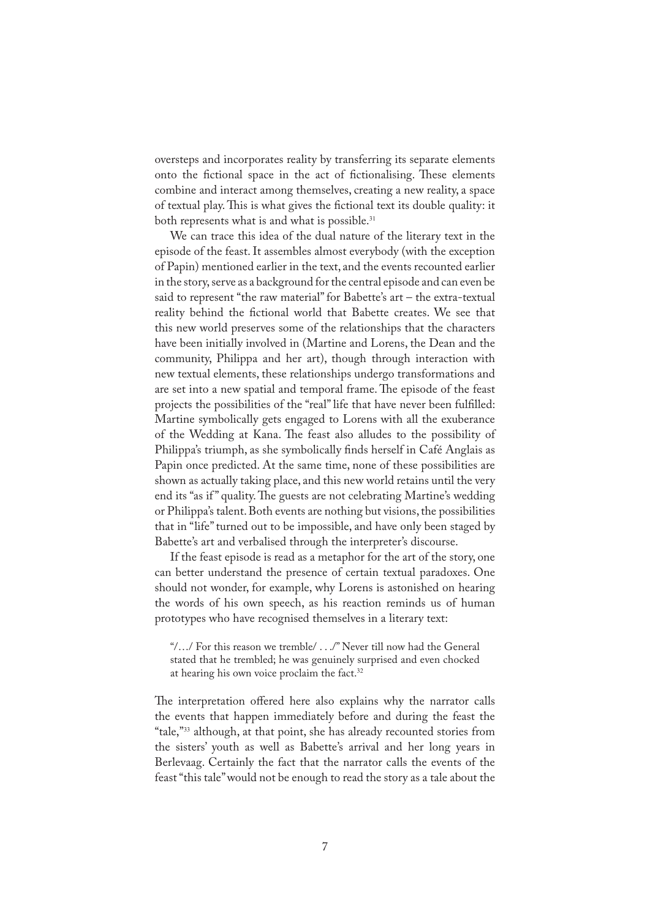oversteps and incorporates reality by transferring its separate elements onto the fictional space in the act of fictionalising. These elements combine and interact among themselves, creating a new reality, a space of textual play. This is what gives the fictional text its double quality: it both represents what is and what is possible.[31]

We can trace this idea of the dual nature of the literary text in the episode of the feast. It assembles almost everybody (with the exception of Papin) mentioned earlier in the text, and the events recounted earlier in the story, serve as a background for the central episode and can even be said to represent "the raw material" for Babette's art – the extra-textual reality behind the fictional world that Babette creates. We see that this new world preserves some of the relationships that the characters have been initially involved in (Martine and Lorens, the Dean and the community, Philippa and her art), though through interaction with new textual elements, these relationships undergo transformations and are set into a new spatial and temporal frame. The episode of the feast projects the possibilities of the "real" life that have never been fulfilled: Martine symbolically gets engaged to Lorens with all the exuberance of the Wedding at Kana. The feast also alludes to the possibility of Philippa's triumph, as she symbolically finds herself in Café Anglais as Papin once predicted. At the same time, none of these possibilities are shown as actually taking place, and this new world retains until the very end its "as if" quality. The guests are not celebrating Martine's wedding or Philippa's talent. Both events are nothing but visions, the possibilities that in "life" turned out to be impossible, and have only been staged by Babette's art and verbalised through the interpreter's discourse.

If the feast episode is read as a metaphor for the art of the story, one can better understand the presence of certain textual paradoxes. One should not wonder, for example, why Lorens is astonished on hearing the words of his own speech, as his reaction reminds us of human prototypes who have recognised themselves in a literary text:

> "/…/ For this reason we tremble/ . . ./" Never till now had the General stated that he trembled; he was genuinely surprised and even chocked at hearing his own voice proclaim the fact.[32]

The interpretation offered here also explains why the narrator calls the events that happen immediately before and during the feast the "tale,"[33] although, at that point, she has already recounted stories from the sisters' youth as well as Babette's arrival and her long years in Berlevaag. Certainly the fact that the narrator calls the events of the feast "this tale" would not be enough to read the story as a tale about the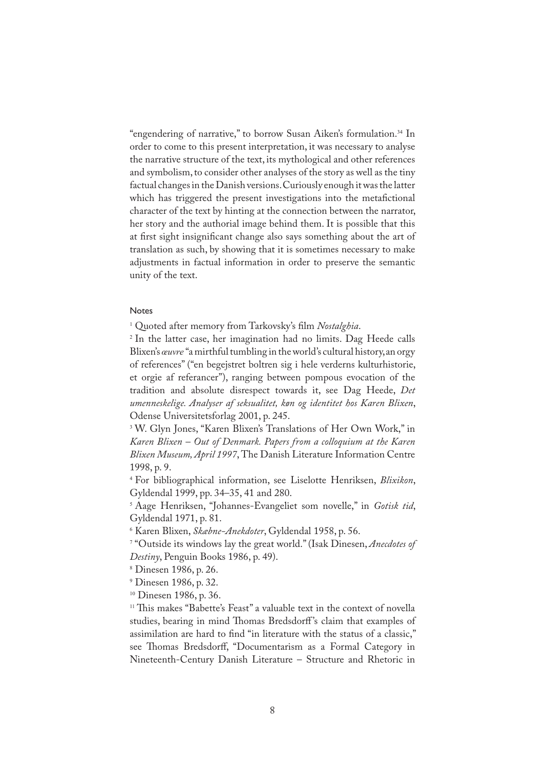"engendering of narrative," to borrow Susan Aiken's formulation.[34] In order to come to this present interpretation, it was necessary to analyse the narrative structure of the text, its mythological and other references and symbolism, to consider other analyses of the story as well as the tiny factual changes in the Danish versions. Curiously enough it was the latter which has triggered the present investigations into the metafictional character of the text by hinting at the connection between the narrator, her story and the authorial image behind them. It is possible that this at first sight insignificant change also says something about the art of translation as such, by showing that it is sometimes necessary to make adjustments in factual information in order to preserve the semantic unity of the text.

#### Notes

[1] Quoted after memory from Tarkovsky's film *Nostalghia*.

[2] In the latter case, her imagination had no limits. Dag Heede calls Blixen's *œuvre* "a mirthful tumbling in the world's cultural history, an orgy of references" ("en begejstret boltren sig i hele verderns kulturhistorie, et orgie af referancer"), ranging between pompous evocation of the tradition and absolute disrespect towards it, see Dag Heede, *Det umenneskelige. Analyser af seksualitet, køn og identitet hos Karen Blixen*, Odense Universitetsforlag 2001, p. 245.

[3] W. Glyn Jones, "Karen Blixen's Translations of Her Own Work," in *Karen Blixen – Out of Denmark. Papers from a colloquium at the Karen Blixen Museum, April 1997*, The Danish Literature Information Centre 1998, p. 9.

[4] For bibliographical information, see Liselotte Henriksen, *Blixikon*, Gyldendal 1999, pp. 34–35, 41 and 280.

[5] Aage Henriksen, "Johannes-Evangeliet som novelle," in *Gotisk tid*, Gyldendal 1971, p. 81.

[6] Karen Blixen, *Skæbne-Anekdoter*, Gyldendal 1958, p. 56.

[7] "Outside its windows lay the great world." (Isak Dinesen, *Anecdotes of Destiny*, Penguin Books 1986, p. 49).

[8] Dinesen 1986, p. 26.

[9] Dinesen 1986, p. 32.

[10] Dinesen 1986, p. 36.

[11] This makes "Babette's Feast" a valuable text in the context of novella studies, bearing in mind Thomas Bredsdorff's claim that examples of assimilation are hard to find "in literature with the status of a classic," see Thomas Bredsdorff, "Documentarism as a Formal Category in Nineteenth-Century Danish Literature – Structure and Rhetoric in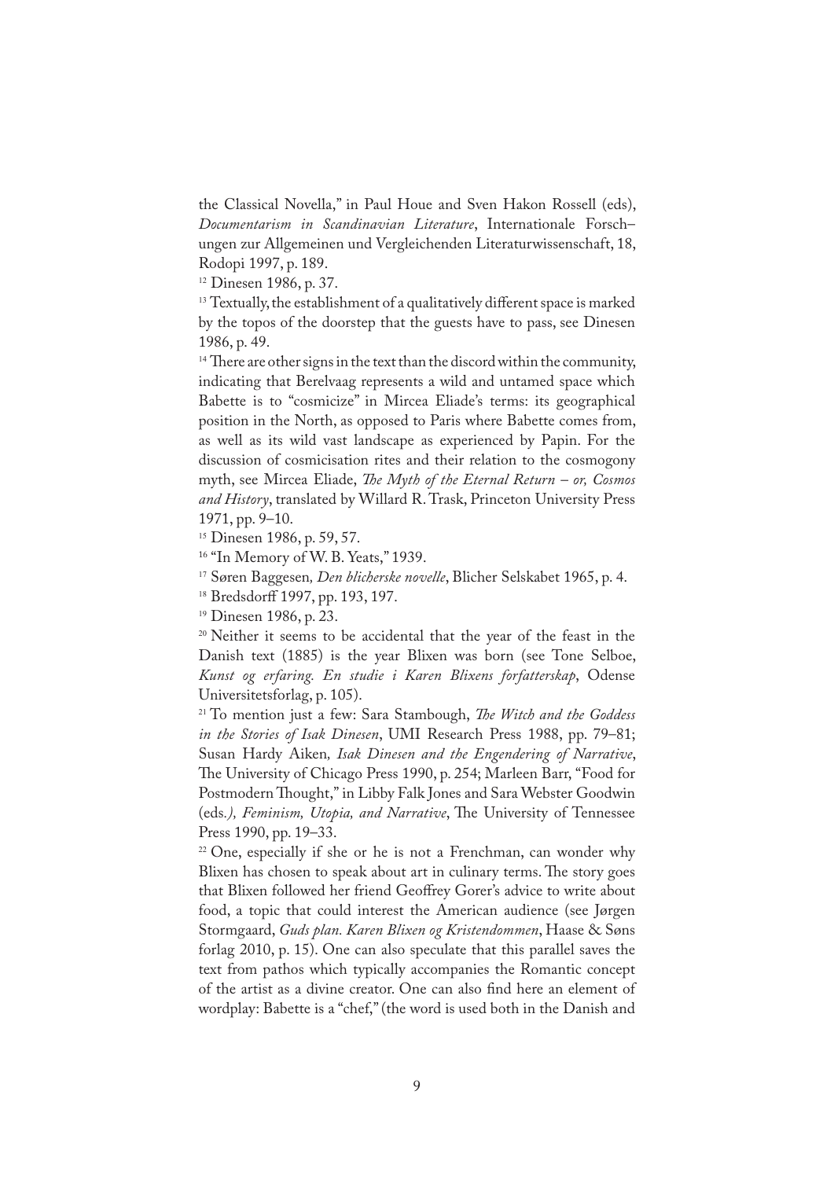the Classical Novella," in Paul Houe and Sven Hakon Rossell (eds), *Documentarism in Scandinavian Literature*, Internationale Forschungen zur Allgemeinen und Vergleichenden Literaturwissenschaft, 18, Rodopi 1997, p. 189.

[12] Dinesen 1986, p. 37.

[13] Textually, the establishment of a qualitatively different space is marked by the topos of the doorstep that the guests have to pass, see Dinesen 1986, p. 49.

[14] There are other signs in the text than the discord within the community, indicating that Berelvaag represents a wild and untamed space which Babette is to "cosmicize" in Mircea Eliade's terms: its geographical position in the North, as opposed to Paris where Babette comes from, as well as its wild vast landscape as experienced by Papin. For the discussion of cosmicisation rites and their relation to the cosmogony myth, see Mircea Eliade, *The Myth of the Eternal Return – or, Cosmos and History*, translated by Willard R. Trask, Princeton University Press 1971, pp. 9–10.

[15] Dinesen 1986, p. 59, 57.

[16] "In Memory of W. B. Yeats," 1939.

[17] Søren Baggesen, *Den blicherske novelle*, Blicher Selskabet 1965, p. 4.

[18] Bredsdorff 1997, pp. 193, 197.

[19] Dinesen 1986, p. 23.

[20] Neither it seems to be accidental that the year of the feast in the Danish text (1885) is the year Blixen was born (see Tone Selboe, *Kunst og erfaring. En studie i Karen Blixens forfatterskap*, Odense Universitetsforlag, p. 105).

[21] To mention just a few: Sara Stambough, *The Witch and the Goddess in the Stories of Isak Dinesen*, UMI Research Press 1988, pp. 79–81; Susan Hardy Aiken, *Isak Dinesen and the Engendering of Narrative*, The University of Chicago Press 1990, p. 254; Marleen Barr, "Food for Postmodern Thought," in Libby Falk Jones and Sara Webster Goodwin (eds*.), Feminism, Utopia, and Narrative*, The University of Tennessee Press 1990, pp. 19–33.

[22] One, especially if she or he is not a Frenchman, can wonder why Blixen has chosen to speak about art in culinary terms. The story goes that Blixen followed her friend Geoffrey Gorer's advice to write about food, a topic that could interest the American audience (see Jørgen Stormgaard, *Guds plan. Karen Blixen og Kristendommen*, Haase & Søns forlag 2010, p. 15). One can also speculate that this parallel saves the text from pathos which typically accompanies the Romantic concept of the artist as a divine creator. One can also find here an element of wordplay: Babette is a "chef," (the word is used both in the Danish and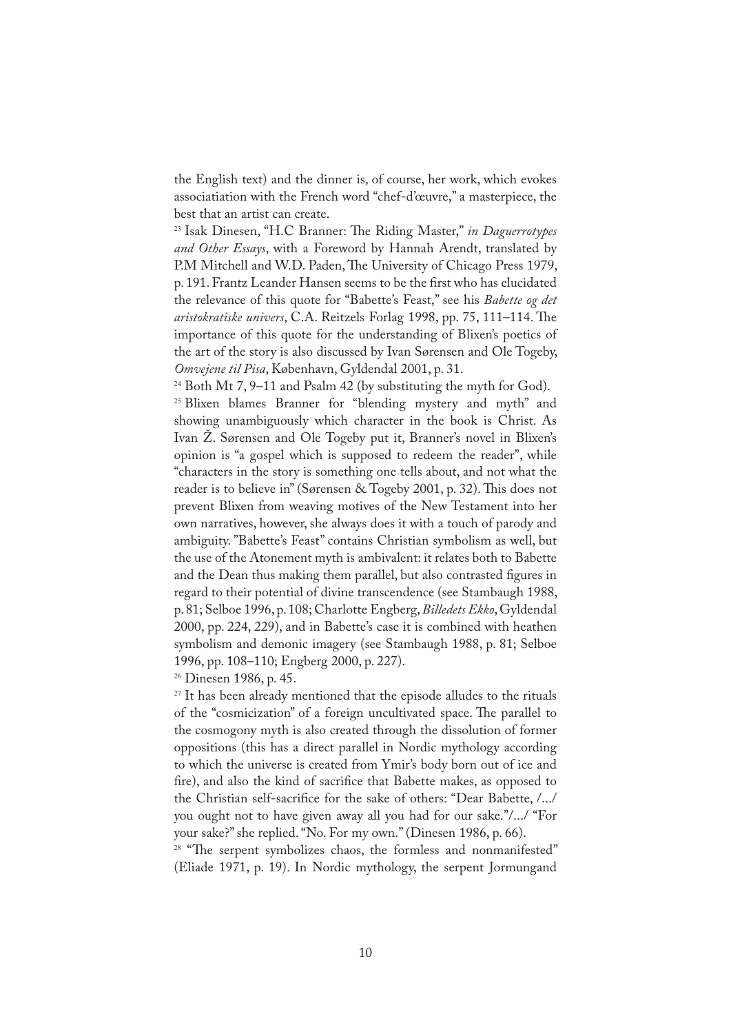the English text) and the dinner is, of course, her work, which evokes associatiation with the French word "chef-d'œuvre," a masterpiece, the best that an artist can create.

[23] Isak Dinesen, "H.C Branner: The Riding Master," *in Daguerrotypes and Other Essays*, with a Foreword by Hannah Arendt, translated by P.M Mitchell and W.D. Paden, The University of Chicago Press 1979, p. 191. Frantz Leander Hansen seems to be the first who has elucidated the relevance of this quote for "Babette's Feast," see his *Babette og det aristokratiske univers*, C.A. Reitzels Forlag 1998, pp. 75, 111–114. The importance of this quote for the understanding of Blixen's poetics of the art of the story is also discussed by Ivan Sørensen and Ole Togeby, *Omvejene til Pisa*, København, Gyldendal 2001, p. 31.

[24] Both Mt 7, 9–11 and Psalm 42 (by substituting the myth for God).

[25] Blixen blames Branner for "blending mystery and myth" and showing unambiguously which character in the book is Christ. As Ivan Ž. Sørensen and Ole Togeby put it, Branner's novel in Blixen's opinion is "a gospel which is supposed to redeem the reader", while "characters in the story is something one tells about, and not what the reader is to believe in" (Sørensen & Togeby 2001, p. 32). This does not prevent Blixen from weaving motives of the New Testament into her own narratives, however, she always does it with a touch of parody and ambiguity. "Babette's Feast" contains Christian symbolism as well, but the use of the Atonement myth is ambivalent: it relates both to Babette and the Dean thus making them parallel, but also contrasted figures in regard to their potential of divine transcendence (see Stambaugh 1988, p. 81; Selboe 1996, p. 108; Charlotte Engberg, *Billedets Ekko*, Gyldendal 2000, pp. 224, 229), and in Babette's case it is combined with heathen symbolism and demonic imagery (see Stambaugh 1988, p. 81; Selboe 1996, pp. 108–110; Engberg 2000, p. 227).

[26] Dinesen 1986, p. 45.

[27] It has been already mentioned that the episode alludes to the rituals of the "cosmicization" of a foreign uncultivated space. The parallel to the cosmogony myth is also created through the dissolution of former oppositions (this has a direct parallel in Nordic mythology according to which the universe is created from Ymir's body born out of ice and fire), and also the kind of sacrifice that Babette makes, as opposed to the Christian self-sacrifice for the sake of others: "Dear Babette, /.../ you ought not to have given away all you had for our sake."/.../ "For your sake?" she replied. "No. For my own." (Dinesen 1986, p. 66).

[28] "The serpent symbolizes chaos, the formless and nonmanifested" (Eliade 1971, p. 19). In Nordic mythology, the serpent Jormungand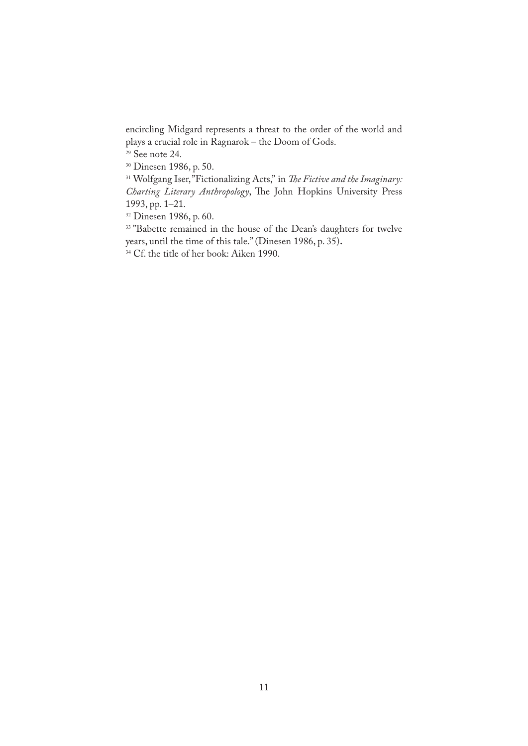encircling Midgard represents a threat to the order of the world and plays a crucial role in Ragnarok – the Doom of Gods.

[29] See note 24.

[30] Dinesen 1986, p. 50.

[31] Wolfgang Iser, "Fictionalizing Acts," in *The Fictive and the Imaginary: Charting Literary Anthropology*, The John Hopkins University Press 1993, pp. 1–21.

[32] Dinesen 1986, p. 60.

[33] "Babette remained in the house of the Dean's daughters for twelve years, until the time of this tale." (Dinesen 1986, p. 35).

[34] Cf. the title of her book: Aiken 1990.